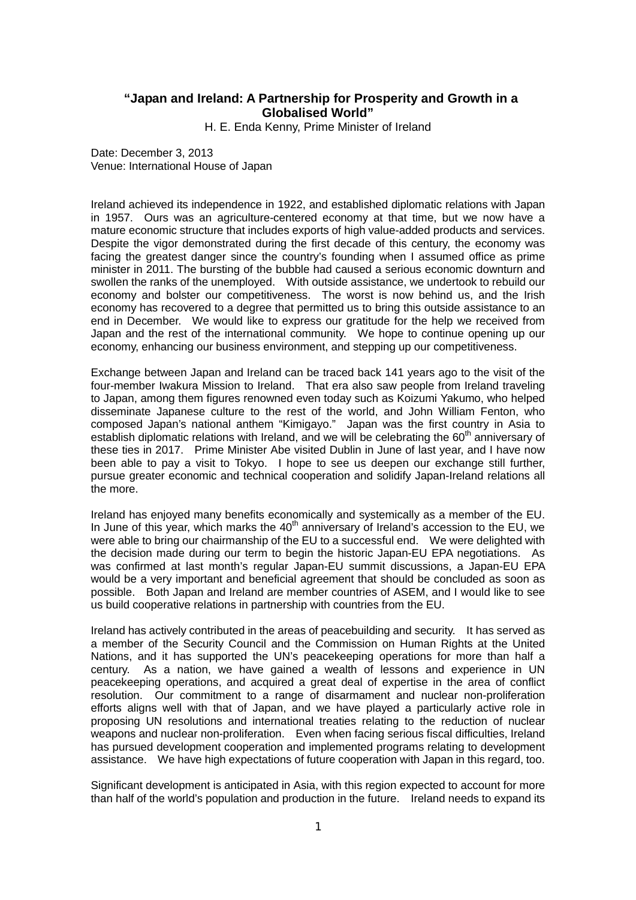# "Japan and Ireland: A Partnership for Prosperity and Growth in a Globalised World"

H. E. Enda Kenny, Prime Minister of Ireland

Date: December 3, 2013
Venue: International House of Japan

Ireland achieved its independence in 1922, and established diplomatic relations with Japan in 1957. Ours was an agriculture-centered economy at that time, but we now have a mature economic structure that includes exports of high value-added products and services. Despite the vigor demonstrated during the first decade of this century, the economy was facing the greatest danger since the country's founding when I assumed office as prime minister in 2011. The bursting of the bubble had caused a serious economic downturn and swollen the ranks of the unemployed. With outside assistance, we undertook to rebuild our economy and bolster our competitiveness. The worst is now behind us, and the Irish economy has recovered to a degree that permitted us to bring this outside assistance to an end in December. We would like to express our gratitude for the help we received from Japan and the rest of the international community. We hope to continue opening up our economy, enhancing our business environment, and stepping up our competitiveness.

Exchange between Japan and Ireland can be traced back 141 years ago to the visit of the four-member Iwakura Mission to Ireland. That era also saw people from Ireland traveling to Japan, among them figures renowned even today such as Koizumi Yakumo, who helped disseminate Japanese culture to the rest of the world, and John William Fenton, who composed Japan's national anthem "Kimigayo." Japan was the first country in Asia to establish diplomatic relations with Ireland, and we will be celebrating the 60th anniversary of these ties in 2017. Prime Minister Abe visited Dublin in June of last year, and I have now been able to pay a visit to Tokyo. I hope to see us deepen our exchange still further, pursue greater economic and technical cooperation and solidify Japan-Ireland relations all the more.

Ireland has enjoyed many benefits economically and systemically as a member of the EU. In June of this year, which marks the 40th anniversary of Ireland's accession to the EU, we were able to bring our chairmanship of the EU to a successful end. We were delighted with the decision made during our term to begin the historic Japan-EU EPA negotiations. As was confirmed at last month's regular Japan-EU summit discussions, a Japan-EU EPA would be a very important and beneficial agreement that should be concluded as soon as possible. Both Japan and Ireland are member countries of ASEM, and I would like to see us build cooperative relations in partnership with countries from the EU.

Ireland has actively contributed in the areas of peacebuilding and security. It has served as a member of the Security Council and the Commission on Human Rights at the United Nations, and it has supported the UN's peacekeeping operations for more than half a century. As a nation, we have gained a wealth of lessons and experience in UN peacekeeping operations, and acquired a great deal of expertise in the area of conflict resolution. Our commitment to a range of disarmament and nuclear non-proliferation efforts aligns well with that of Japan, and we have played a particularly active role in proposing UN resolutions and international treaties relating to the reduction of nuclear weapons and nuclear non-proliferation. Even when facing serious fiscal difficulties, Ireland has pursued development cooperation and implemented programs relating to development assistance. We have high expectations of future cooperation with Japan in this regard, too.

Significant development is anticipated in Asia, with this region expected to account for more than half of the world's population and production in the future. Ireland needs to expand its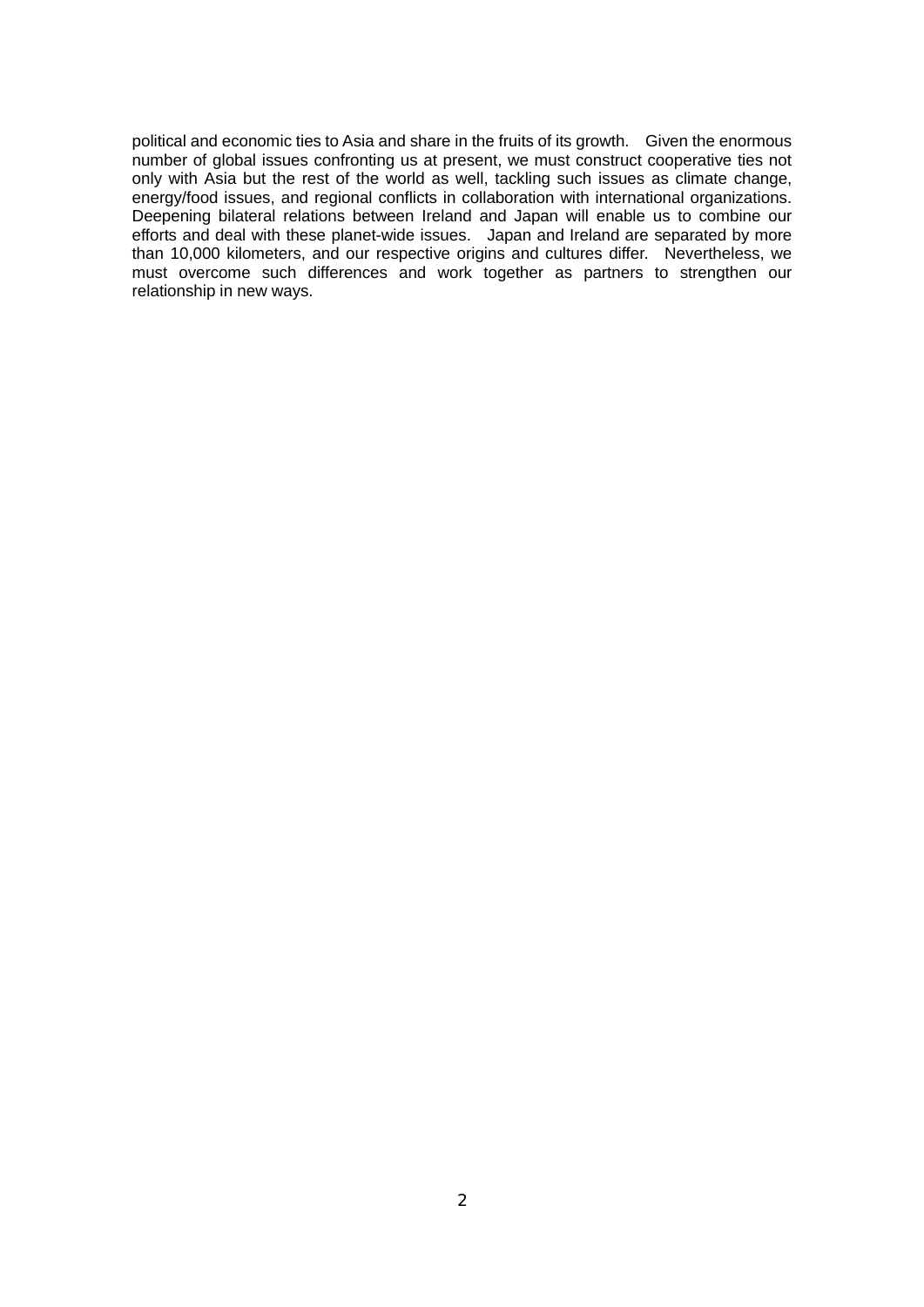political and economic ties to Asia and share in the fruits of its growth. Given the enormous number of global issues confronting us at present, we must construct cooperative ties not only with Asia but the rest of the world as well, tackling such issues as climate change, energy/food issues, and regional conflicts in collaboration with international organizations. Deepening bilateral relations between Ireland and Japan will enable us to combine our efforts and deal with these planet-wide issues. Japan and Ireland are separated by more than 10,000 kilometers, and our respective origins and cultures differ. Nevertheless, we must overcome such differences and work together as partners to strengthen our relationship in new ways.